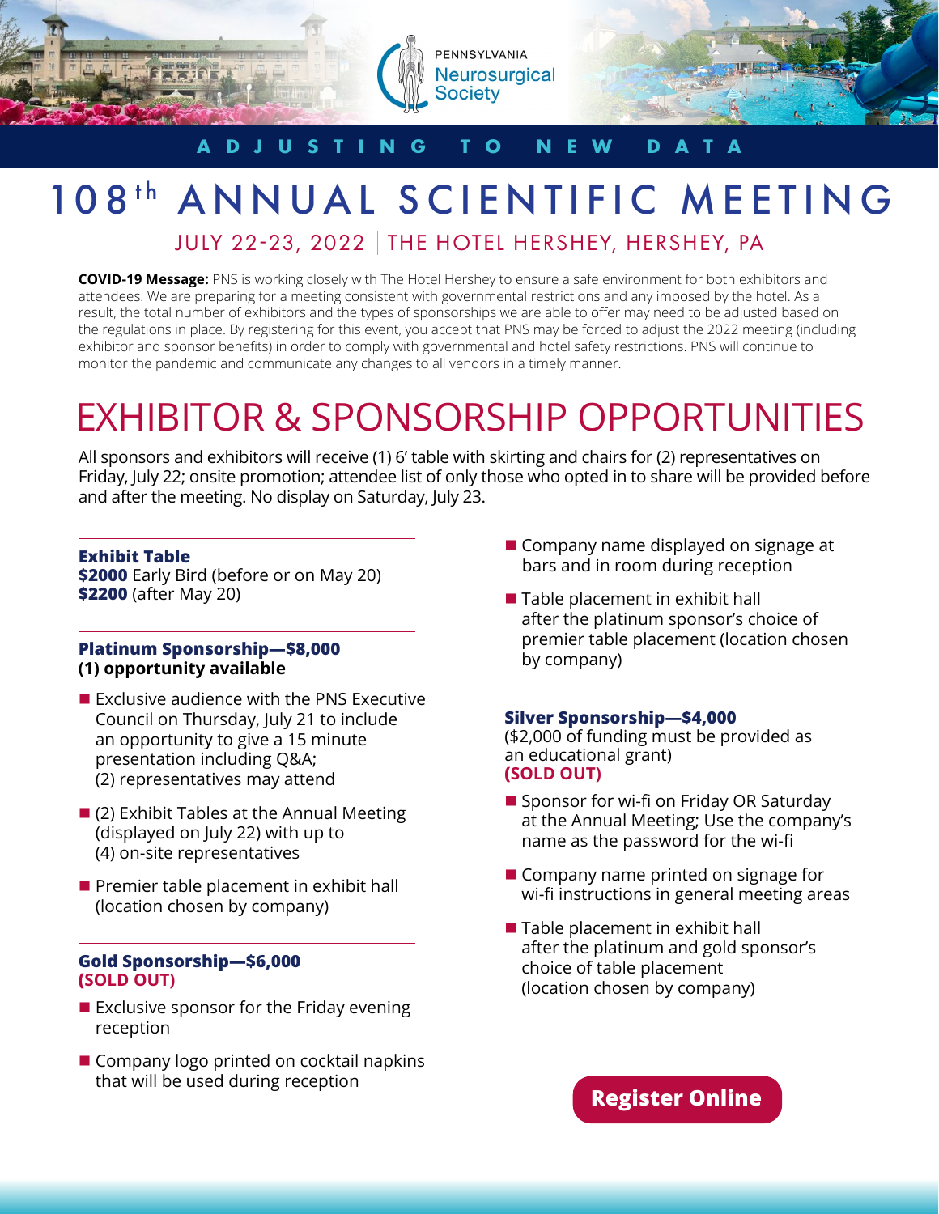PENNSYLVANIA Neurosurgical Society

ADJUSTING TO NEW DATA

# 108th ANNUAL SCIENTIFIC MEETING

JULY 22-23, 2022 | THE HOTEL HERSHEY, HERSHEY, PA

**COVID-19 Message:** PNS is working closely with The Hotel Hershey to ensure a safe environment for both exhibitors and attendees. We are preparing for a meeting consistent with governmental restrictions and any imposed by the hotel. As a result, the total number of exhibitors and the types of sponsorships we are able to offer may need to be adjusted based on the regulations in place. By registering for this event, you accept that PNS may be forced to adjust the 2022 meeting (including exhibitor and sponsor benefits) in order to comply with governmental and hotel safety restrictions. PNS will continue to monitor the pandemic and communicate any changes to all vendors in a timely manner.

# EXHIBITOR & SPONSORSHIP OPPORTUNITIES

All sponsors and exhibitors will receive (1) 6' table with skirting and chairs for (2) representatives on Friday, July 22; onsite promotion; attendee list of only those who opted in to share will be provided before and after the meeting. No display on Saturday, July 23.

### Exhibit Table

**$2000** Early Bird (before or on May 20)
**$2200** (after May 20)

### Platinum Sponsorship—$8,000

**(1) opportunity available**

- Exclusive audience with the PNS Executive Council on Thursday, July 21 to include an opportunity to give a 15 minute presentation including Q&A; (2) representatives may attend
- (2) Exhibit Tables at the Annual Meeting (displayed on July 22) with up to (4) on-site representatives
- Premier table placement in exhibit hall (location chosen by company)

### Gold Sponsorship—$6,000

**(SOLD OUT)**

- Exclusive sponsor for the Friday evening reception
- Company logo printed on cocktail napkins that will be used during reception
- Company name displayed on signage at bars and in room during reception
- Table placement in exhibit hall after the platinum sponsor's choice of premier table placement (location chosen by company)

### Silver Sponsorship—$4,000

($2,000 of funding must be provided as an educational grant)
**(SOLD OUT)**

- Sponsor for wi-fi on Friday OR Saturday at the Annual Meeting; Use the company's name as the password for the wi-fi
- Company name printed on signage for wi-fi instructions in general meeting areas
- Table placement in exhibit hall after the platinum and gold sponsor's choice of table placement (location chosen by company)

**Register Online**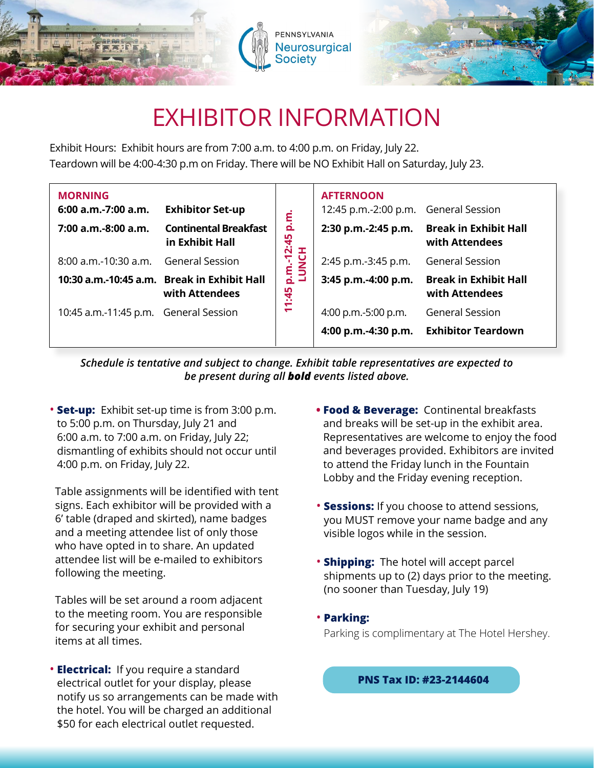# EXHIBITOR INFORMATION

Exhibit Hours: Exhibit hours are from 7:00 a.m. to 4:00 p.m. on Friday, July 22.
Teardown will be 4:00-4:30 p.m on Friday. There will be NO Exhibit Hall on Saturday, July 23.

| MORNING | | | AFTERNOON | |
|---|---|---|---|---|
| **6:00 a.m.-7:00 a.m.** | **Exhibitor Set-up** | 11:45 p.m.-12:45 p.m. LUNCH | 12:45 p.m.-2:00 p.m. | General Session |
| **7:00 a.m.-8:00 a.m.** | **Continental Breakfast in Exhibit Hall** | | **2:30 p.m.-2:45 p.m.** | **Break in Exhibit Hall with Attendees** |
| 8:00 a.m.-10:30 a.m. | General Session | | 2:45 p.m.-3:45 p.m. | General Session |
| **10:30 a.m.-10:45 a.m.** | **Break in Exhibit Hall with Attendees** | | **3:45 p.m.-4:00 p.m.** | **Break in Exhibit Hall with Attendees** |
| 10:45 a.m.-11:45 p.m. | General Session | | 4:00 p.m.-5:00 p.m. | General Session |
| | | | **4:00 p.m.-4:30 p.m.** | **Exhibitor Teardown** |

*Schedule is tentative and subject to change. Exhibit table representatives are expected to be present during all **bold** events listed above.*

- **Set-up:** Exhibit set-up time is from 3:00 p.m. to 5:00 p.m. on Thursday, July 21 and 6:00 a.m. to 7:00 a.m. on Friday, July 22; dismantling of exhibits should not occur until 4:00 p.m. on Friday, July 22.

  Table assignments will be identified with tent signs. Each exhibitor will be provided with a 6′ table (draped and skirted), name badges and a meeting attendee list of only those who have opted in to share. An updated attendee list will be e-mailed to exhibitors following the meeting.

  Tables will be set around a room adjacent to the meeting room. You are responsible for securing your exhibit and personal items at all times.

- **Electrical:** If you require a standard electrical outlet for your display, please notify us so arrangements can be made with the hotel. You will be charged an additional $50 for each electrical outlet requested.

- **Food & Beverage:** Continental breakfasts and breaks will be set-up in the exhibit area. Representatives are welcome to enjoy the food and beverages provided. Exhibitors are invited to attend the Friday lunch in the Fountain Lobby and the Friday evening reception.

- **Sessions:** If you choose to attend sessions, you MUST remove your name badge and any visible logos while in the session.

- **Shipping:** The hotel will accept parcel shipments up to (2) days prior to the meeting. (no sooner than Tuesday, July 19)

- **Parking:**
  Parking is complimentary at The Hotel Hershey.

**PNS Tax ID: #23-2144604**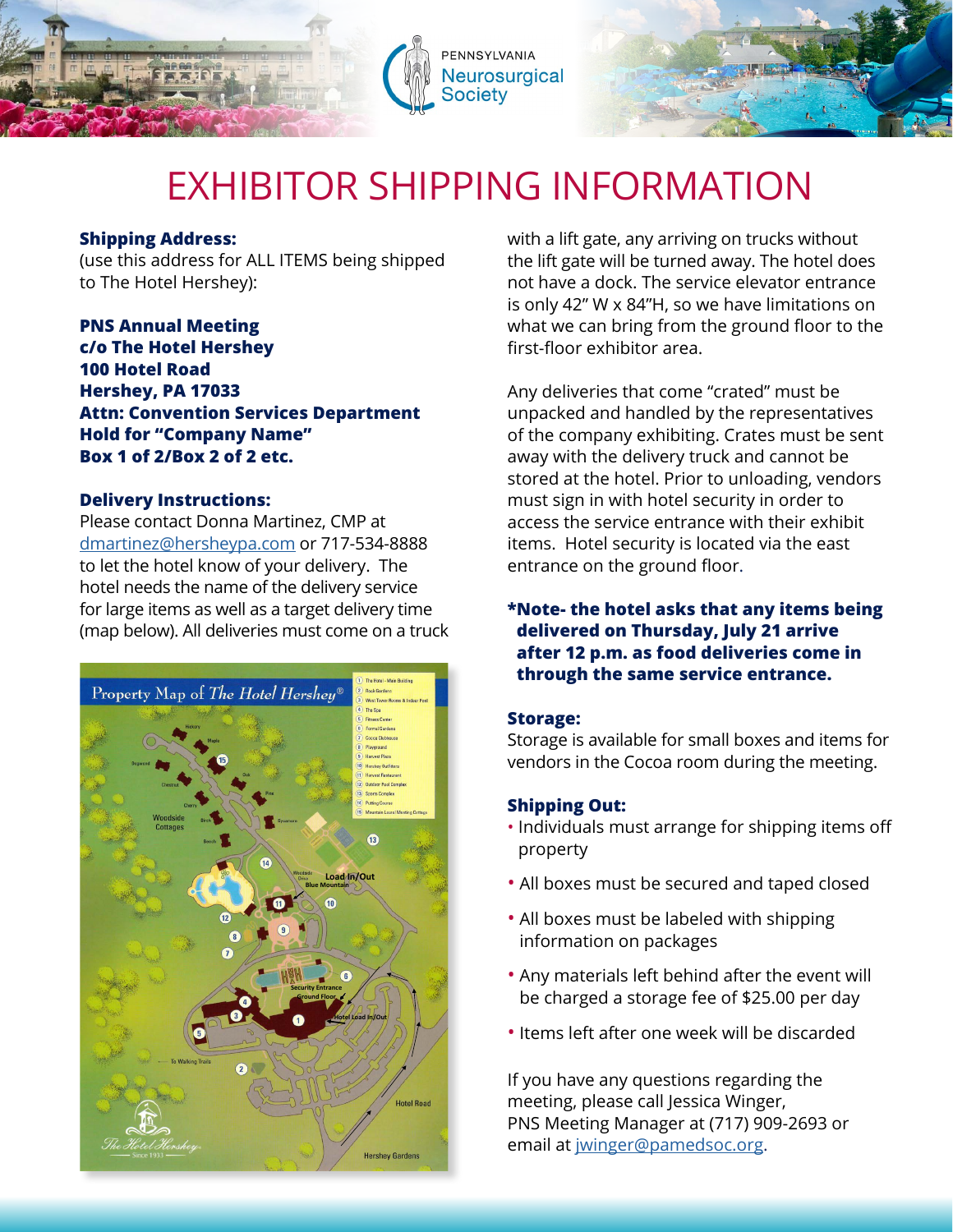# EXHIBITOR SHIPPING INFORMATION

**Shipping Address:**
(use this address for ALL ITEMS being shipped to The Hotel Hershey):

**PNS Annual Meeting**
**c/o The Hotel Hershey**
**100 Hotel Road**
**Hershey, PA 17033**
**Attn: Convention Services Department**
**Hold for "Company Name"**
**Box 1 of 2/Box 2 of 2 etc.**

**Delivery Instructions:**
Please contact Donna Martinez, CMP at dmartinez@hersheypa.com or 717-534-8888 to let the hotel know of your delivery. The hotel needs the name of the delivery service for large items as well as a target delivery time (map below). All deliveries must come on a truck with a lift gate, any arriving on trucks without the lift gate will be turned away. The hotel does not have a dock. The service elevator entrance is only 42" W x 84"H, so we have limitations on what we can bring from the ground floor to the first-floor exhibitor area.

Any deliveries that come "crated" must be unpacked and handled by the representatives of the company exhibiting. Crates must be sent away with the delivery truck and cannot be stored at the hotel. Prior to unloading, vendors must sign in with hotel security in order to access the service entrance with their exhibit items. Hotel security is located via the east entrance on the ground floor.

**\*Note- the hotel asks that any items being delivered on Thursday, July 21 arrive after 12 p.m. as food deliveries come in through the same service entrance.**

**Storage:**
Storage is available for small boxes and items for vendors in the Cocoa room during the meeting.

**Shipping Out:**

- Individuals must arrange for shipping items off property
- All boxes must be secured and taped closed
- All boxes must be labeled with shipping information on packages
- Any materials left behind after the event will be charged a storage fee of $25.00 per day
- Items left after one week will be discarded

If you have any questions regarding the meeting, please call Jessica Winger, PNS Meeting Manager at (717) 909-2693 or email at jwinger@pamedsoc.org.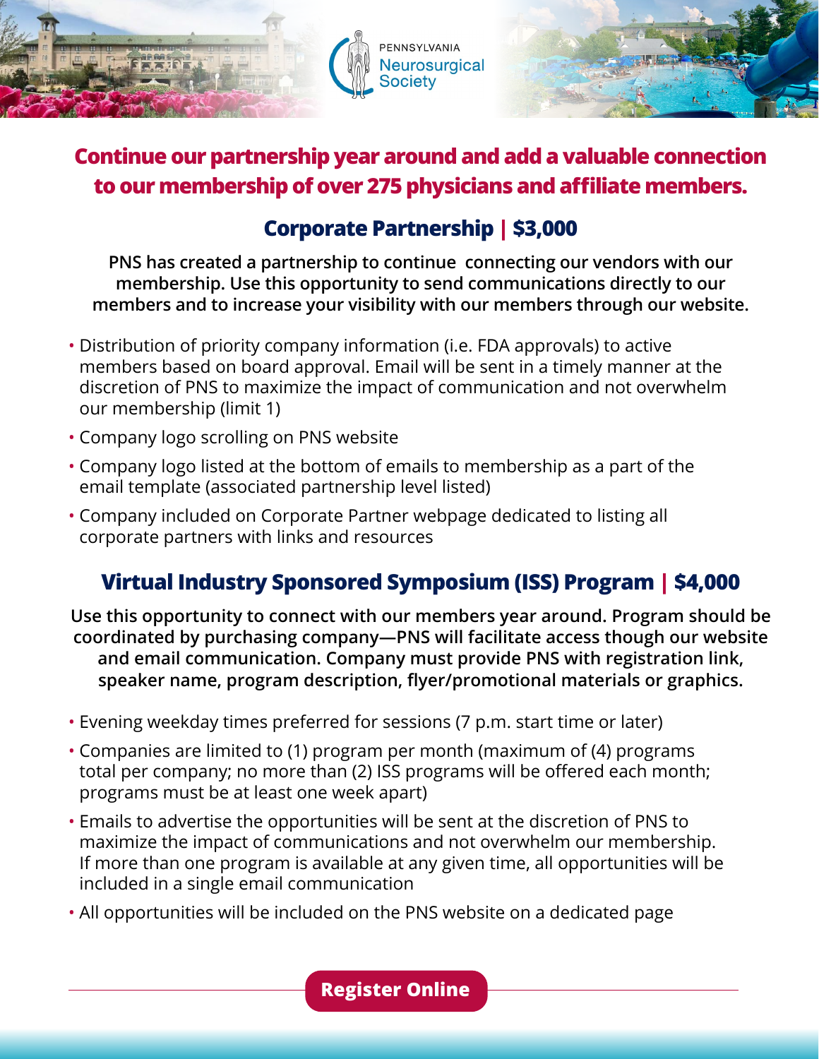PENNSYLVANIA Neurosurgical Society

## Continue our partnership year around and add a valuable connection to our membership of over 275 physicians and affiliate members.

### Corporate Partnership | $3,000

**PNS has created a partnership to continue connecting our vendors with our membership. Use this opportunity to send communications directly to our members and to increase your visibility with our members through our website.**

- Distribution of priority company information (i.e. FDA approvals) to active members based on board approval. Email will be sent in a timely manner at the discretion of PNS to maximize the impact of communication and not overwhelm our membership (limit 1)
- Company logo scrolling on PNS website
- Company logo listed at the bottom of emails to membership as a part of the email template (associated partnership level listed)
- Company included on Corporate Partner webpage dedicated to listing all corporate partners with links and resources

### Virtual Industry Sponsored Symposium (ISS) Program | $4,000

**Use this opportunity to connect with our members year around. Program should be coordinated by purchasing company—PNS will facilitate access though our website and email communication. Company must provide PNS with registration link, speaker name, program description, flyer/promotional materials or graphics.**

- Evening weekday times preferred for sessions (7 p.m. start time or later)
- Companies are limited to (1) program per month (maximum of (4) programs total per company; no more than (2) ISS programs will be offered each month; programs must be at least one week apart)
- Emails to advertise the opportunities will be sent at the discretion of PNS to maximize the impact of communications and not overwhelm our membership. If more than one program is available at any given time, all opportunities will be included in a single email communication
- All opportunities will be included on the PNS website on a dedicated page

**Register Online**